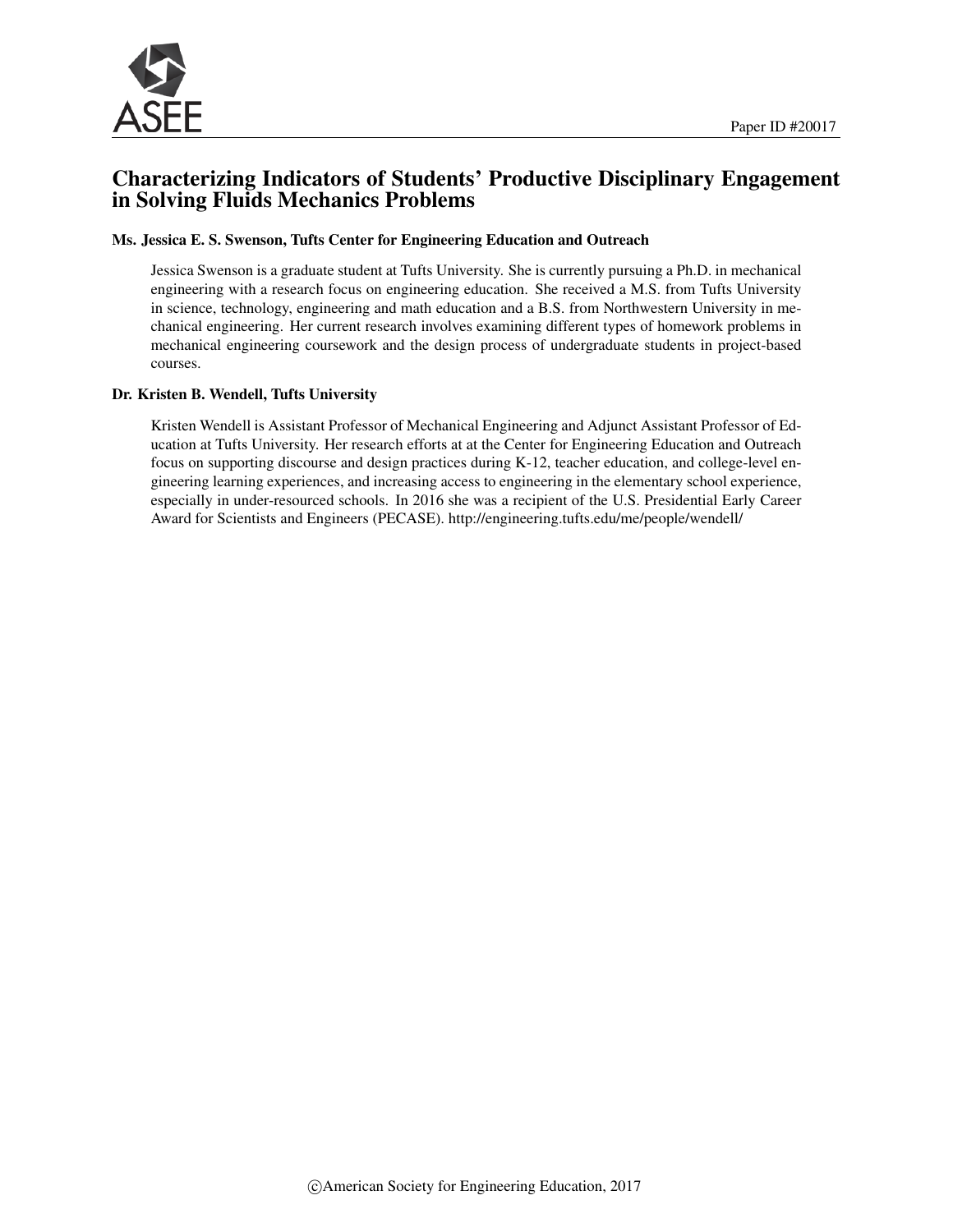Paper ID #20017

# Characterizing Indicators of Students' Productive Disciplinary Engagement in Solving Fluids Mechanics Problems

### Ms. Jessica E. S. Swenson, Tufts Center for Engineering Education and Outreach

Jessica Swenson is a graduate student at Tufts University. She is currently pursuing a Ph.D. in mechanical engineering with a research focus on engineering education. She received a M.S. from Tufts University in science, technology, engineering and math education and a B.S. from Northwestern University in mechanical engineering. Her current research involves examining different types of homework problems in mechanical engineering coursework and the design process of undergraduate students in project-based courses.

### Dr. Kristen B. Wendell, Tufts University

Kristen Wendell is Assistant Professor of Mechanical Engineering and Adjunct Assistant Professor of Education at Tufts University. Her research efforts at at the Center for Engineering Education and Outreach focus on supporting discourse and design practices during K-12, teacher education, and college-level engineering learning experiences, and increasing access to engineering in the elementary school experience, especially in under-resourced schools. In 2016 she was a recipient of the U.S. Presidential Early Career Award for Scientists and Engineers (PECASE). http://engineering.tufts.edu/me/people/wendell/

©American Society for Engineering Education, 2017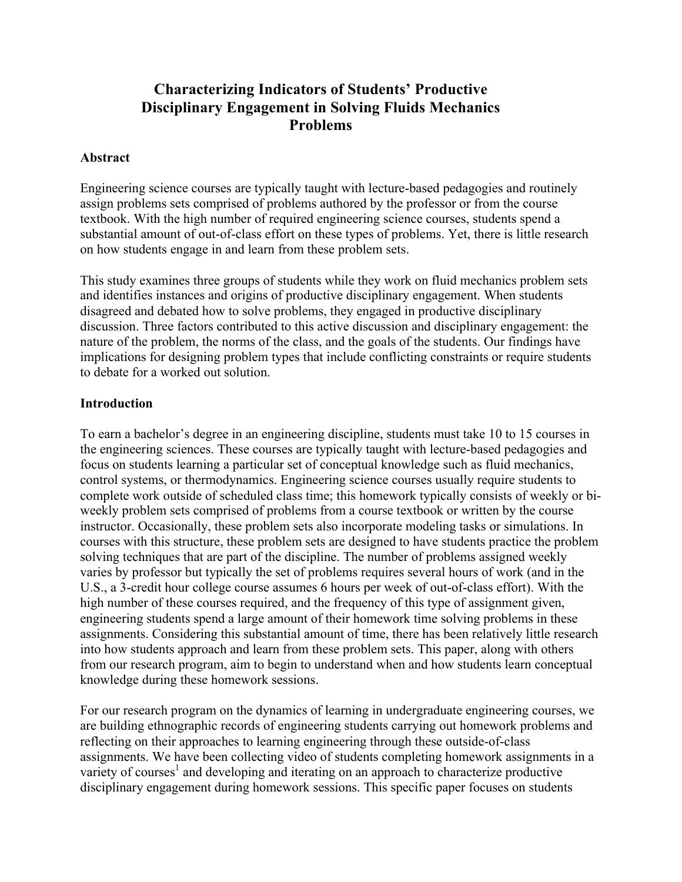# Characterizing Indicators of Students' Productive Disciplinary Engagement in Solving Fluids Mechanics Problems

## Abstract

Engineering science courses are typically taught with lecture-based pedagogies and routinely assign problems sets comprised of problems authored by the professor or from the course textbook. With the high number of required engineering science courses, students spend a substantial amount of out-of-class effort on these types of problems. Yet, there is little research on how students engage in and learn from these problem sets.

This study examines three groups of students while they work on fluid mechanics problem sets and identifies instances and origins of productive disciplinary engagement. When students disagreed and debated how to solve problems, they engaged in productive disciplinary discussion. Three factors contributed to this active discussion and disciplinary engagement: the nature of the problem, the norms of the class, and the goals of the students. Our findings have implications for designing problem types that include conflicting constraints or require students to debate for a worked out solution.

## Introduction

To earn a bachelor's degree in an engineering discipline, students must take 10 to 15 courses in the engineering sciences. These courses are typically taught with lecture-based pedagogies and focus on students learning a particular set of conceptual knowledge such as fluid mechanics, control systems, or thermodynamics. Engineering science courses usually require students to complete work outside of scheduled class time; this homework typically consists of weekly or bi-weekly problem sets comprised of problems from a course textbook or written by the course instructor. Occasionally, these problem sets also incorporate modeling tasks or simulations. In courses with this structure, these problem sets are designed to have students practice the problem solving techniques that are part of the discipline. The number of problems assigned weekly varies by professor but typically the set of problems requires several hours of work (and in the U.S., a 3-credit hour college course assumes 6 hours per week of out-of-class effort). With the high number of these courses required, and the frequency of this type of assignment given, engineering students spend a large amount of their homework time solving problems in these assignments. Considering this substantial amount of time, there has been relatively little research into how students approach and learn from these problem sets. This paper, along with others from our research program, aim to begin to understand when and how students learn conceptual knowledge during these homework sessions.

For our research program on the dynamics of learning in undergraduate engineering courses, we are building ethnographic records of engineering students carrying out homework problems and reflecting on their approaches to learning engineering through these outside-of-class assignments. We have been collecting video of students completing homework assignments in a variety of courses[1] and developing and iterating on an approach to characterize productive disciplinary engagement during homework sessions. This specific paper focuses on students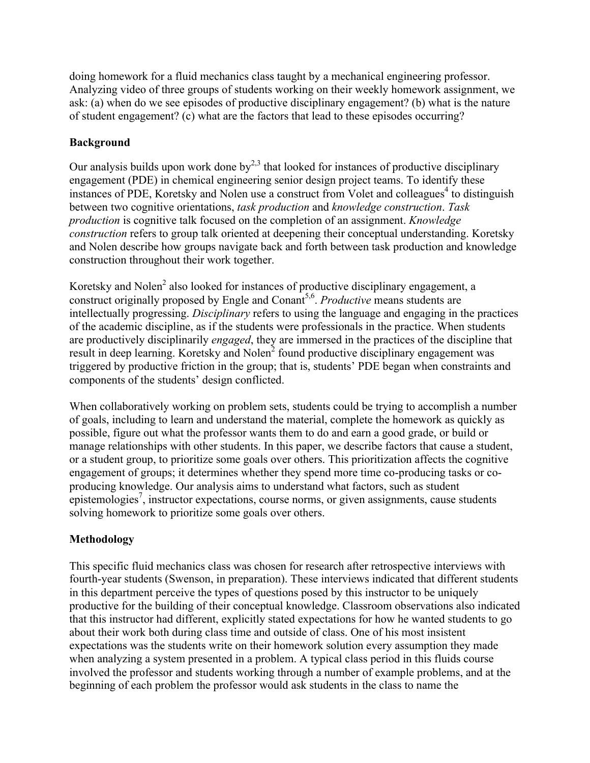doing homework for a fluid mechanics class taught by a mechanical engineering professor. Analyzing video of three groups of students working on their weekly homework assignment, we ask: (a) when do we see episodes of productive disciplinary engagement? (b) what is the nature of student engagement? (c) what are the factors that lead to these episodes occurring?

## Background

Our analysis builds upon work done by[2,3] that looked for instances of productive disciplinary engagement (PDE) in chemical engineering senior design project teams. To identify these instances of PDE, Koretsky and Nolen use a construct from Volet and colleagues[4] to distinguish between two cognitive orientations, *task production* and *knowledge construction*. *Task production* is cognitive talk focused on the completion of an assignment. *Knowledge construction* refers to group talk oriented at deepening their conceptual understanding. Koretsky and Nolen describe how groups navigate back and forth between task production and knowledge construction throughout their work together.

Koretsky and Nolen[2] also looked for instances of productive disciplinary engagement, a construct originally proposed by Engle and Conant[5,6]. *Productive* means students are intellectually progressing. *Disciplinary* refers to using the language and engaging in the practices of the academic discipline, as if the students were professionals in the practice. When students are productively disciplinarily *engaged*, they are immersed in the practices of the discipline that result in deep learning. Koretsky and Nolen[2] found productive disciplinary engagement was triggered by productive friction in the group; that is, students' PDE began when constraints and components of the students' design conflicted.

When collaboratively working on problem sets, students could be trying to accomplish a number of goals, including to learn and understand the material, complete the homework as quickly as possible, figure out what the professor wants them to do and earn a good grade, or build or manage relationships with other students. In this paper, we describe factors that cause a student, or a student group, to prioritize some goals over others. This prioritization affects the cognitive engagement of groups; it determines whether they spend more time co-producing tasks or co-producing knowledge. Our analysis aims to understand what factors, such as student epistemologies[7], instructor expectations, course norms, or given assignments, cause students solving homework to prioritize some goals over others.

## Methodology

This specific fluid mechanics class was chosen for research after retrospective interviews with fourth-year students (Swenson, in preparation). These interviews indicated that different students in this department perceive the types of questions posed by this instructor to be uniquely productive for the building of their conceptual knowledge. Classroom observations also indicated that this instructor had different, explicitly stated expectations for how he wanted students to go about their work both during class time and outside of class. One of his most insistent expectations was the students write on their homework solution every assumption they made when analyzing a system presented in a problem. A typical class period in this fluids course involved the professor and students working through a number of example problems, and at the beginning of each problem the professor would ask students in the class to name the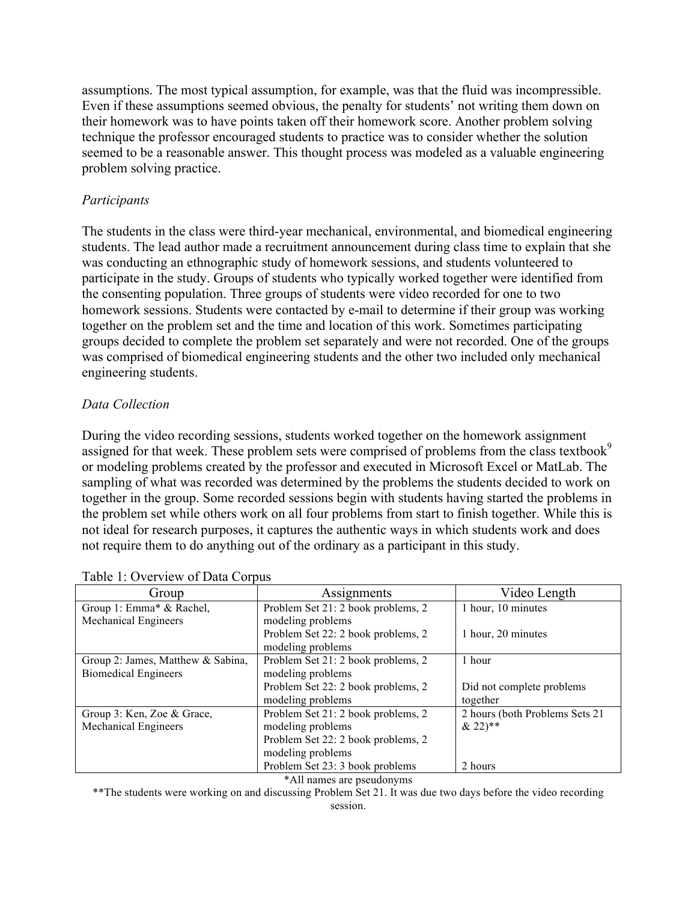assumptions. The most typical assumption, for example, was that the fluid was incompressible. Even if these assumptions seemed obvious, the penalty for students' not writing them down on their homework was to have points taken off their homework score. Another problem solving technique the professor encouraged students to practice was to consider whether the solution seemed to be a reasonable answer. This thought process was modeled as a valuable engineering problem solving practice.

*Participants*

The students in the class were third-year mechanical, environmental, and biomedical engineering students. The lead author made a recruitment announcement during class time to explain that she was conducting an ethnographic study of homework sessions, and students volunteered to participate in the study. Groups of students who typically worked together were identified from the consenting population. Three groups of students were video recorded for one to two homework sessions. Students were contacted by e-mail to determine if their group was working together on the problem set and the time and location of this work. Sometimes participating groups decided to complete the problem set separately and were not recorded. One of the groups was comprised of biomedical engineering students and the other two included only mechanical engineering students.

*Data Collection*

During the video recording sessions, students worked together on the homework assignment assigned for that week. These problem sets were comprised of problems from the class textbook[9] or modeling problems created by the professor and executed in Microsoft Excel or MatLab. The sampling of what was recorded was determined by the problems the students decided to work on together in the group. Some recorded sessions begin with students having started the problems in the problem set while others work on all four problems from start to finish together. While this is not ideal for research purposes, it captures the authentic ways in which students work and does not require them to do anything out of the ordinary as a participant in this study.

Table 1: Overview of Data Corpus

| Group | Assignments | Video Length |
|---|---|---|
| Group 1: Emma* & Rachel, Mechanical Engineers | Problem Set 21: 2 book problems, 2 modeling problems | 1 hour, 10 minutes |
| | Problem Set 22: 2 book problems, 2 modeling problems | 1 hour, 20 minutes |
| Group 2: James, Matthew & Sabina, Biomedical Engineers | Problem Set 21: 2 book problems, 2 modeling problems | 1 hour |
| | Problem Set 22: 2 book problems, 2 modeling problems | Did not complete problems together |
| Group 3: Ken, Zoe & Grace, Mechanical Engineers | Problem Set 21: 2 book problems, 2 modeling problems | 2 hours (both Problems Sets 21 & 22)** |
| | Problem Set 22: 2 book problems, 2 modeling problems | |
| | Problem Set 23: 3 book problems | 2 hours |

*All names are pseudonyms

**The students were working on and discussing Problem Set 21. It was due two days before the video recording session.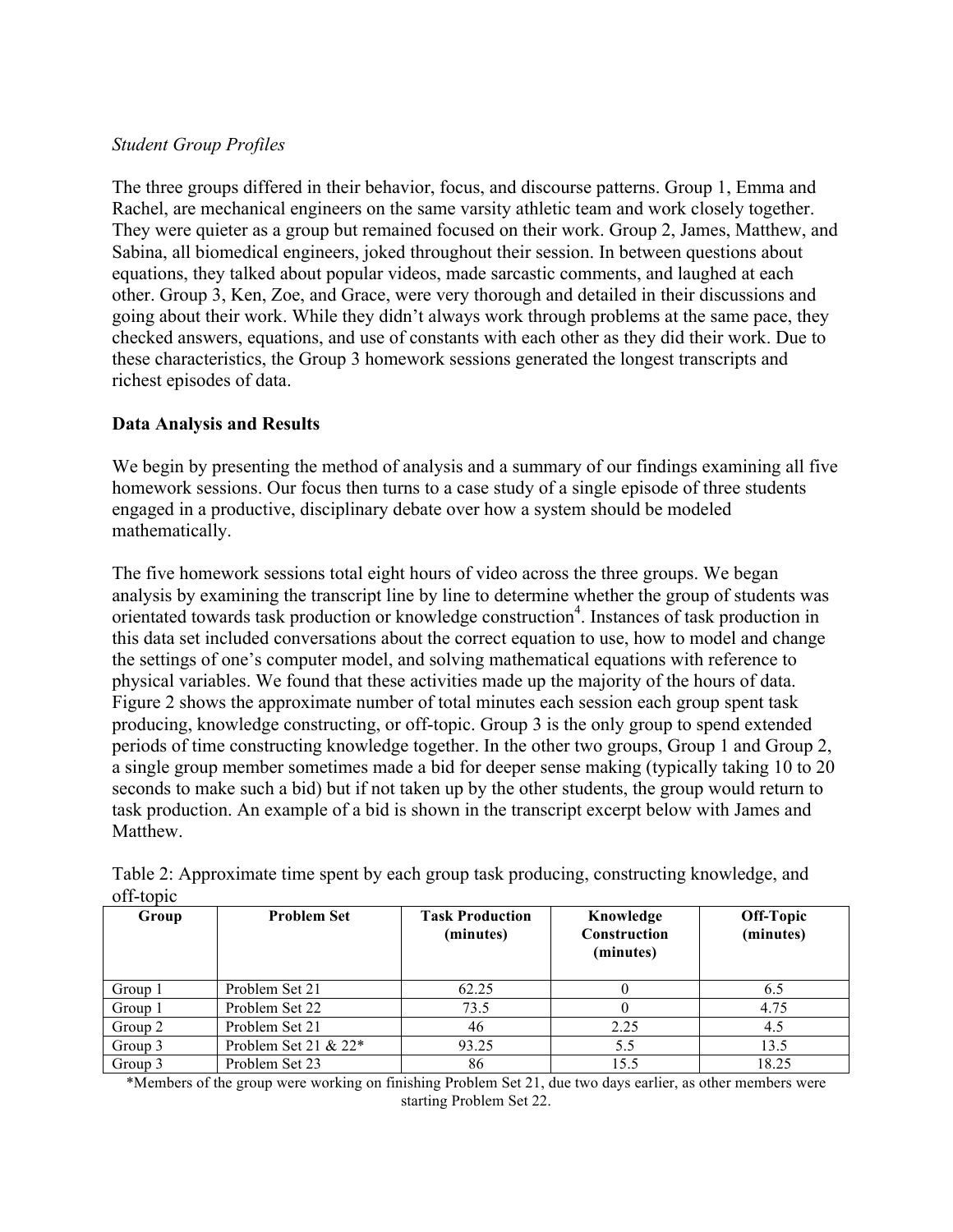*Student Group Profiles*

The three groups differed in their behavior, focus, and discourse patterns. Group 1, Emma and Rachel, are mechanical engineers on the same varsity athletic team and work closely together. They were quieter as a group but remained focused on their work. Group 2, James, Matthew, and Sabina, all biomedical engineers, joked throughout their session. In between questions about equations, they talked about popular videos, made sarcastic comments, and laughed at each other. Group 3, Ken, Zoe, and Grace, were very thorough and detailed in their discussions and going about their work. While they didn't always work through problems at the same pace, they checked answers, equations, and use of constants with each other as they did their work. Due to these characteristics, the Group 3 homework sessions generated the longest transcripts and richest episodes of data.

## Data Analysis and Results

We begin by presenting the method of analysis and a summary of our findings examining all five homework sessions. Our focus then turns to a case study of a single episode of three students engaged in a productive, disciplinary debate over how a system should be modeled mathematically.

The five homework sessions total eight hours of video across the three groups. We began analysis by examining the transcript line by line to determine whether the group of students was orientated towards task production or knowledge construction[4]. Instances of task production in this data set included conversations about the correct equation to use, how to model and change the settings of one's computer model, and solving mathematical equations with reference to physical variables. We found that these activities made up the majority of the hours of data. Figure 2 shows the approximate number of total minutes each session each group spent task producing, knowledge constructing, or off-topic. Group 3 is the only group to spend extended periods of time constructing knowledge together. In the other two groups, Group 1 and Group 2, a single group member sometimes made a bid for deeper sense making (typically taking 10 to 20 seconds to make such a bid) but if not taken up by the other students, the group would return to task production. An example of a bid is shown in the transcript excerpt below with James and Matthew.

Table 2: Approximate time spent by each group task producing, constructing knowledge, and off-topic

| Group | Problem Set | Task Production (minutes) | Knowledge Construction (minutes) | Off-Topic (minutes) |
|---|---|---|---|---|
| Group 1 | Problem Set 21 | 62.25 | 0 | 6.5 |
| Group 1 | Problem Set 22 | 73.5 | 0 | 4.75 |
| Group 2 | Problem Set 21 | 46 | 2.25 | 4.5 |
| Group 3 | Problem Set 21 & 22* | 93.25 | 5.5 | 13.5 |
| Group 3 | Problem Set 23 | 86 | 15.5 | 18.25 |

*Members of the group were working on finishing Problem Set 21, due two days earlier, as other members were starting Problem Set 22.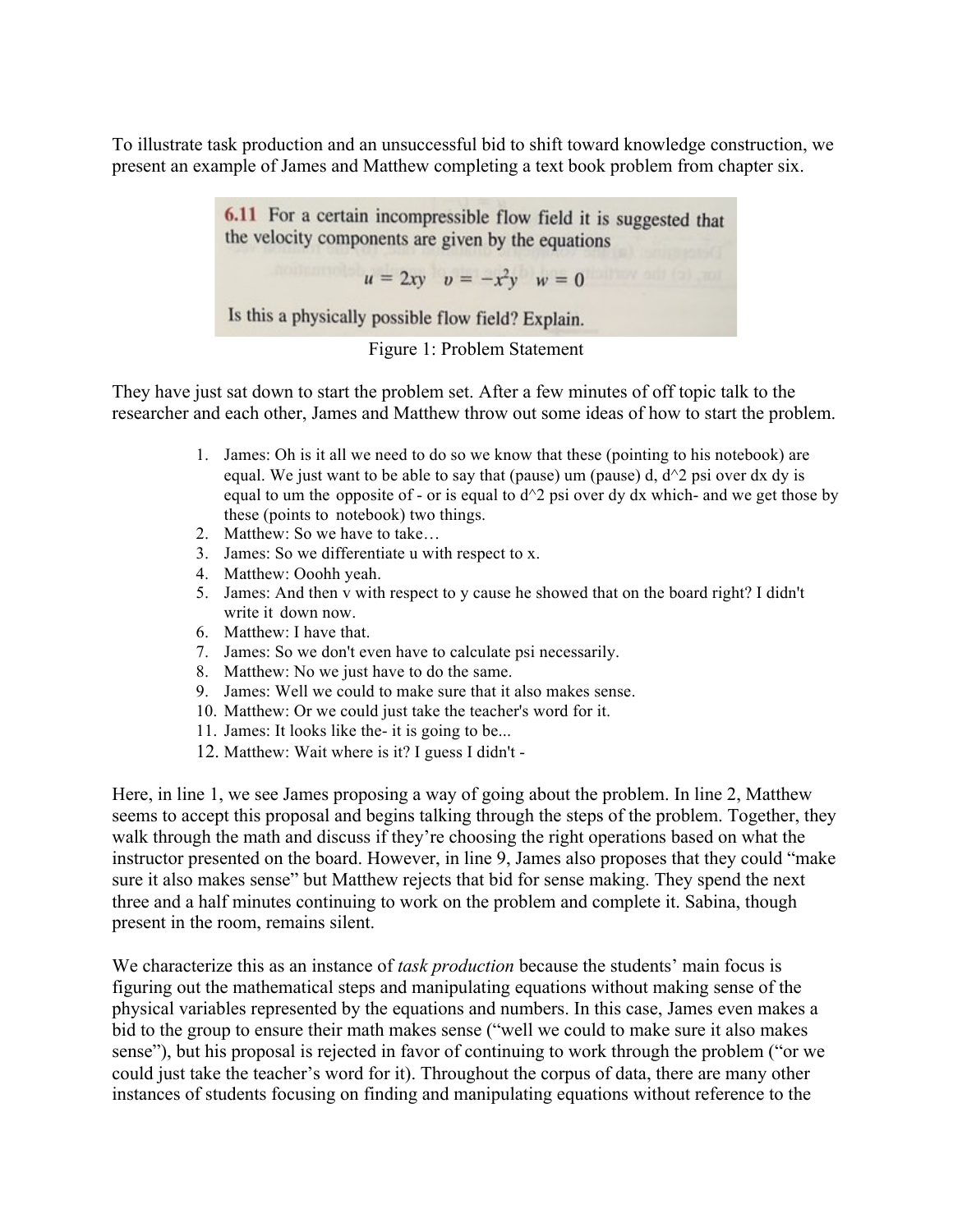To illustrate task production and an unsuccessful bid to shift toward knowledge construction, we present an example of James and Matthew completing a text book problem from chapter six.

> **6.11** For a certain incompressible flow field it is suggested that the velocity components are given by the equations
>
> $$u = 2xy \quad v = -x^2y \quad w = 0$$
>
> Is this a physically possible flow field? Explain.

Figure 1: Problem Statement

They have just sat down to start the problem set. After a few minutes of off topic talk to the researcher and each other, James and Matthew throw out some ideas of how to start the problem.

1. James: Oh is it all we need to do so we know that these (pointing to his notebook) are equal. We just want to be able to say that (pause) um (pause) d, d^2 psi over dx dy is equal to um the opposite of - or is equal to d^2 psi over dy dx which- and we get those by these (points to notebook) two things.
2. Matthew: So we have to take…
3. James: So we differentiate u with respect to x.
4. Matthew: Ooohh yeah.
5. James: And then v with respect to y cause he showed that on the board right? I didn't write it down now.
6. Matthew: I have that.
7. James: So we don't even have to calculate psi necessarily.
8. Matthew: No we just have to do the same.
9. James: Well we could to make sure that it also makes sense.
10. Matthew: Or we could just take the teacher's word for it.
11. James: It looks like the- it is going to be...
12. Matthew: Wait where is it? I guess I didn't -

Here, in line 1, we see James proposing a way of going about the problem. In line 2, Matthew seems to accept this proposal and begins talking through the steps of the problem. Together, they walk through the math and discuss if they're choosing the right operations based on what the instructor presented on the board. However, in line 9, James also proposes that they could "make sure it also makes sense" but Matthew rejects that bid for sense making. They spend the next three and a half minutes continuing to work on the problem and complete it. Sabina, though present in the room, remains silent.

We characterize this as an instance of *task production* because the students' main focus is figuring out the mathematical steps and manipulating equations without making sense of the physical variables represented by the equations and numbers. In this case, James even makes a bid to the group to ensure their math makes sense ("well we could to make sure it also makes sense"), but his proposal is rejected in favor of continuing to work through the problem ("or we could just take the teacher's word for it). Throughout the corpus of data, there are many other instances of students focusing on finding and manipulating equations without reference to the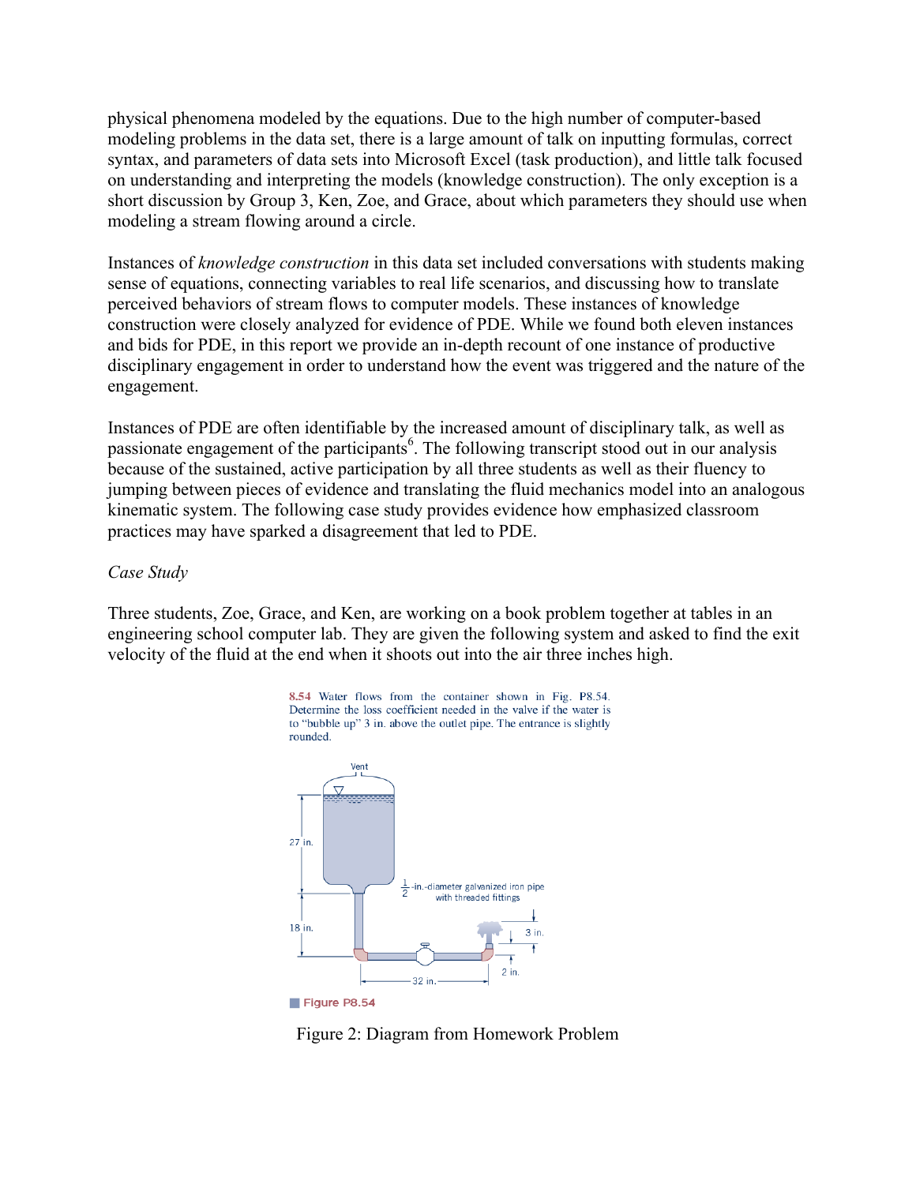physical phenomena modeled by the equations. Due to the high number of computer-based modeling problems in the data set, there is a large amount of talk on inputting formulas, correct syntax, and parameters of data sets into Microsoft Excel (task production), and little talk focused on understanding and interpreting the models (knowledge construction). The only exception is a short discussion by Group 3, Ken, Zoe, and Grace, about which parameters they should use when modeling a stream flowing around a circle.

Instances of *knowledge construction* in this data set included conversations with students making sense of equations, connecting variables to real life scenarios, and discussing how to translate perceived behaviors of stream flows to computer models. These instances of knowledge construction were closely analyzed for evidence of PDE. While we found both eleven instances and bids for PDE, in this report we provide an in-depth recount of one instance of productive disciplinary engagement in order to understand how the event was triggered and the nature of the engagement.

Instances of PDE are often identifiable by the increased amount of disciplinary talk, as well as passionate engagement of the participants[6]. The following transcript stood out in our analysis because of the sustained, active participation by all three students as well as their fluency to jumping between pieces of evidence and translating the fluid mechanics model into an analogous kinematic system. The following case study provides evidence how emphasized classroom practices may have sparked a disagreement that led to PDE.

*Case Study*

Three students, Zoe, Grace, and Ken, are working on a book problem together at tables in an engineering school computer lab. They are given the following system and asked to find the exit velocity of the fluid at the end when it shoots out into the air three inches high.

8.54 Water flows from the container shown in Fig. P8.54. Determine the loss coefficient needed in the valve if the water is to "bubble up" 3 in. above the outlet pipe. The entrance is slightly rounded.

Figure P8.54

Figure 2: Diagram from Homework Problem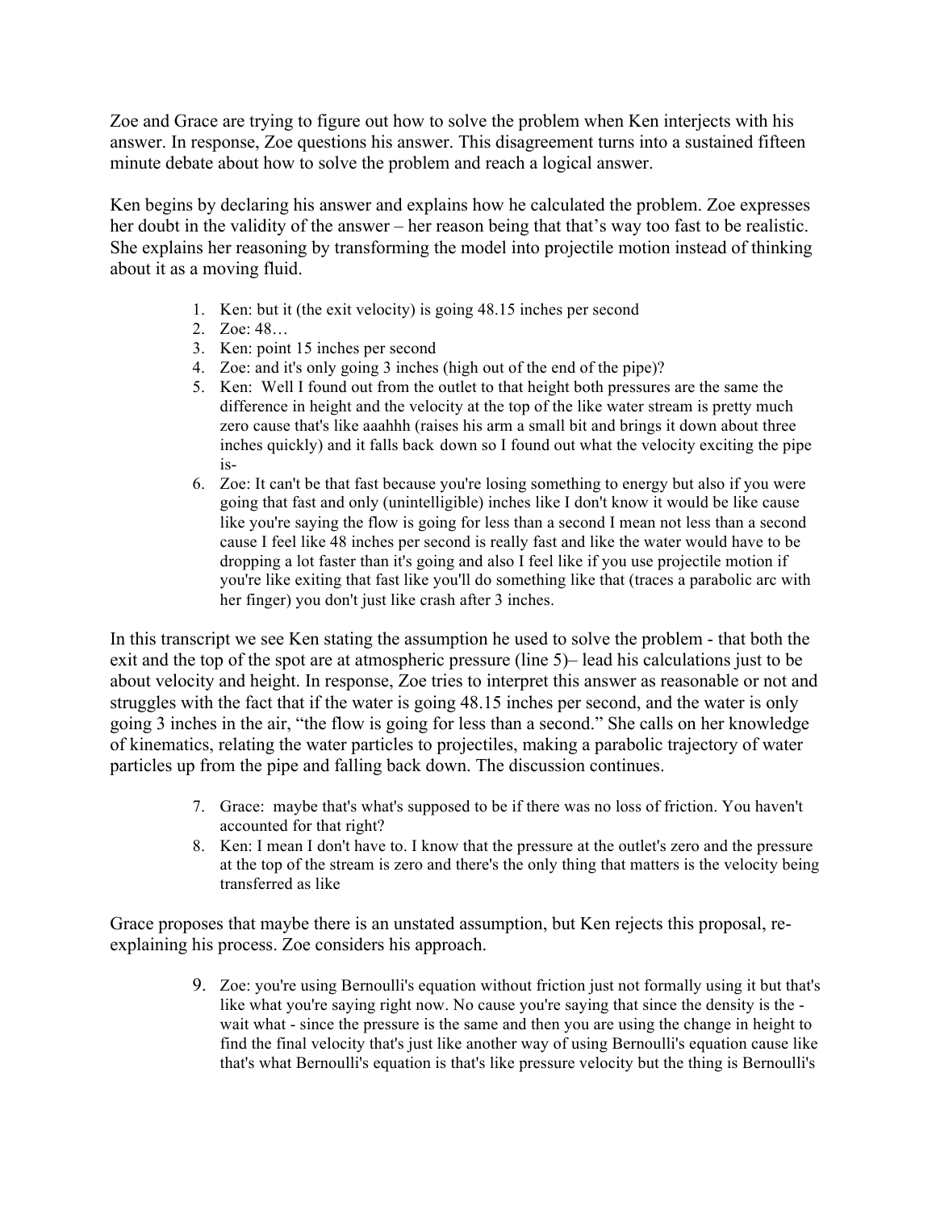Zoe and Grace are trying to figure out how to solve the problem when Ken interjects with his answer. In response, Zoe questions his answer. This disagreement turns into a sustained fifteen minute debate about how to solve the problem and reach a logical answer.

Ken begins by declaring his answer and explains how he calculated the problem. Zoe expresses her doubt in the validity of the answer – her reason being that that's way too fast to be realistic. She explains her reasoning by transforming the model into projectile motion instead of thinking about it as a moving fluid.

1. Ken: but it (the exit velocity) is going 48.15 inches per second
2. Zoe: 48…
3. Ken: point 15 inches per second
4. Zoe: and it's only going 3 inches (high out of the end of the pipe)?
5. Ken: Well I found out from the outlet to that height both pressures are the same the difference in height and the velocity at the top of the like water stream is pretty much zero cause that's like aaahhh (raises his arm a small bit and brings it down about three inches quickly) and it falls back down so I found out what the velocity exciting the pipe is-
6. Zoe: It can't be that fast because you're losing something to energy but also if you were going that fast and only (unintelligible) inches like I don't know it would be like cause like you're saying the flow is going for less than a second I mean not less than a second cause I feel like 48 inches per second is really fast and like the water would have to be dropping a lot faster than it's going and also I feel like if you use projectile motion if you're like exiting that fast like you'll do something like that (traces a parabolic arc with her finger) you don't just like crash after 3 inches.

In this transcript we see Ken stating the assumption he used to solve the problem - that both the exit and the top of the spot are at atmospheric pressure (line 5)– lead his calculations just to be about velocity and height. In response, Zoe tries to interpret this answer as reasonable or not and struggles with the fact that if the water is going 48.15 inches per second, and the water is only going 3 inches in the air, "the flow is going for less than a second." She calls on her knowledge of kinematics, relating the water particles to projectiles, making a parabolic trajectory of water particles up from the pipe and falling back down. The discussion continues.

7. Grace: maybe that's what's supposed to be if there was no loss of friction. You haven't accounted for that right?
8. Ken: I mean I don't have to. I know that the pressure at the outlet's zero and the pressure at the top of the stream is zero and there's the only thing that matters is the velocity being transferred as like

Grace proposes that maybe there is an unstated assumption, but Ken rejects this proposal, re-explaining his process. Zoe considers his approach.

9. Zoe: you're using Bernoulli's equation without friction just not formally using it but that's like what you're saying right now. No cause you're saying that since the density is the - wait what - since the pressure is the same and then you are using the change in height to find the final velocity that's just like another way of using Bernoulli's equation cause like that's what Bernoulli's equation is that's like pressure velocity but the thing is Bernoulli's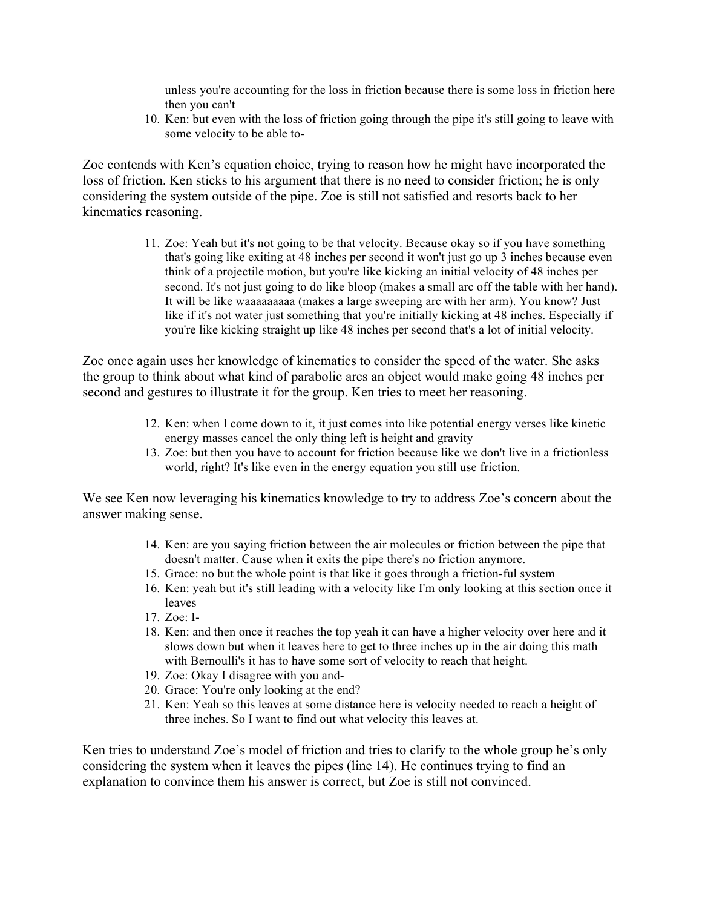unless you're accounting for the loss in friction because there is some loss in friction here then you can't

10. Ken: but even with the loss of friction going through the pipe it's still going to leave with some velocity to be able to-

Zoe contends with Ken's equation choice, trying to reason how he might have incorporated the loss of friction. Ken sticks to his argument that there is no need to consider friction; he is only considering the system outside of the pipe. Zoe is still not satisfied and resorts back to her kinematics reasoning.

11. Zoe: Yeah but it's not going to be that velocity. Because okay so if you have something that's going like exiting at 48 inches per second it won't just go up 3 inches because even think of a projectile motion, but you're like kicking an initial velocity of 48 inches per second. It's not just going to do like bloop (makes a small arc off the table with her hand). It will be like waaaaaaaaa (makes a large sweeping arc with her arm). You know? Just like if it's not water just something that you're initially kicking at 48 inches. Especially if you're like kicking straight up like 48 inches per second that's a lot of initial velocity.

Zoe once again uses her knowledge of kinematics to consider the speed of the water. She asks the group to think about what kind of parabolic arcs an object would make going 48 inches per second and gestures to illustrate it for the group. Ken tries to meet her reasoning.

12. Ken: when I come down to it, it just comes into like potential energy verses like kinetic energy masses cancel the only thing left is height and gravity
13. Zoe: but then you have to account for friction because like we don't live in a frictionless world, right? It's like even in the energy equation you still use friction.

We see Ken now leveraging his kinematics knowledge to try to address Zoe's concern about the answer making sense.

14. Ken: are you saying friction between the air molecules or friction between the pipe that doesn't matter. Cause when it exits the pipe there's no friction anymore.
15. Grace: no but the whole point is that like it goes through a friction-ful system
16. Ken: yeah but it's still leading with a velocity like I'm only looking at this section once it leaves
17. Zoe: I-
18. Ken: and then once it reaches the top yeah it can have a higher velocity over here and it slows down but when it leaves here to get to three inches up in the air doing this math with Bernoulli's it has to have some sort of velocity to reach that height.
19. Zoe: Okay I disagree with you and-
20. Grace: You're only looking at the end?
21. Ken: Yeah so this leaves at some distance here is velocity needed to reach a height of three inches. So I want to find out what velocity this leaves at.

Ken tries to understand Zoe's model of friction and tries to clarify to the whole group he's only considering the system when it leaves the pipes (line 14). He continues trying to find an explanation to convince them his answer is correct, but Zoe is still not convinced.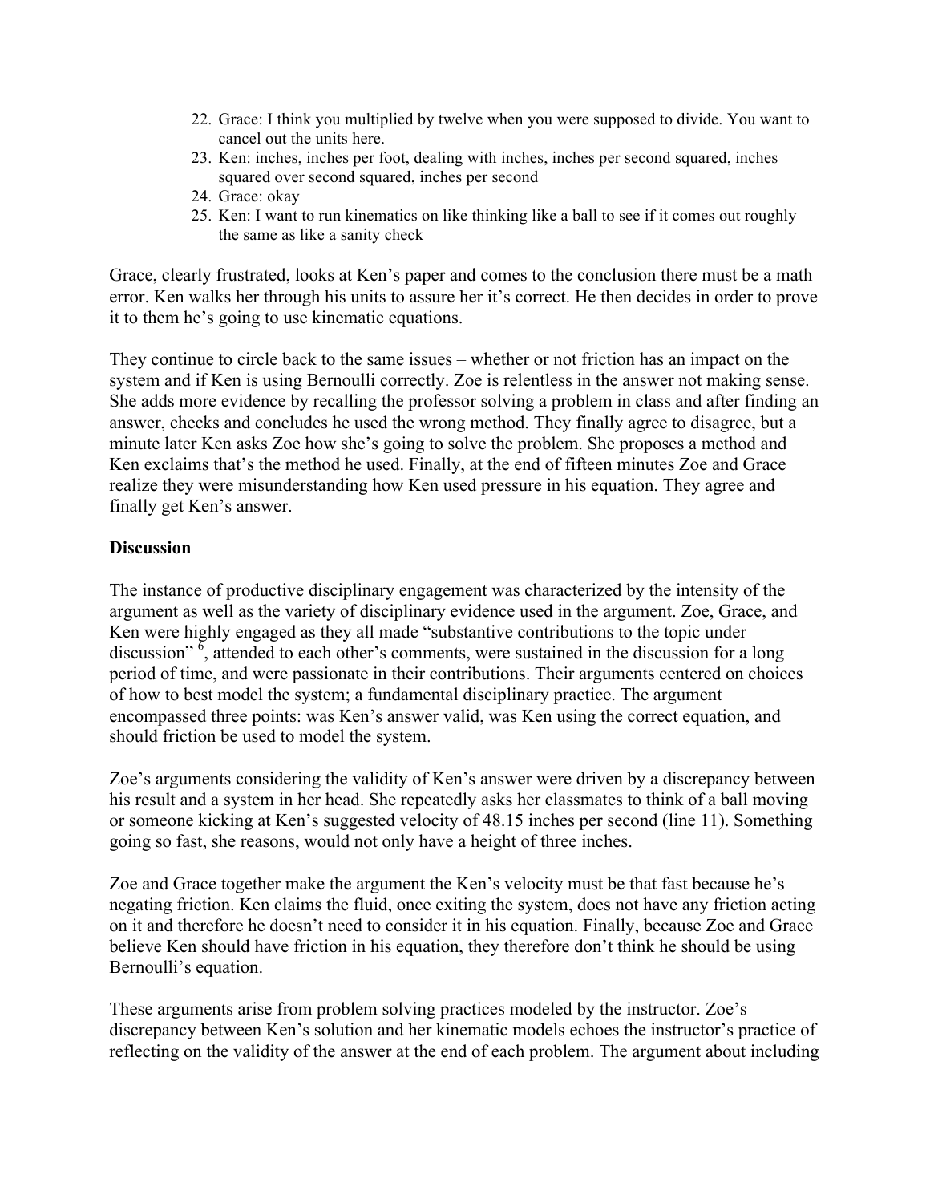22. Grace: I think you multiplied by twelve when you were supposed to divide. You want to cancel out the units here.
23. Ken: inches, inches per foot, dealing with inches, inches per second squared, inches squared over second squared, inches per second
24. Grace: okay
25. Ken: I want to run kinematics on like thinking like a ball to see if it comes out roughly the same as like a sanity check

Grace, clearly frustrated, looks at Ken's paper and comes to the conclusion there must be a math error. Ken walks her through his units to assure her it's correct. He then decides in order to prove it to them he's going to use kinematic equations.

They continue to circle back to the same issues – whether or not friction has an impact on the system and if Ken is using Bernoulli correctly. Zoe is relentless in the answer not making sense. She adds more evidence by recalling the professor solving a problem in class and after finding an answer, checks and concludes he used the wrong method. They finally agree to disagree, but a minute later Ken asks Zoe how she's going to solve the problem. She proposes a method and Ken exclaims that's the method he used. Finally, at the end of fifteen minutes Zoe and Grace realize they were misunderstanding how Ken used pressure in his equation. They agree and finally get Ken's answer.

**Discussion**

The instance of productive disciplinary engagement was characterized by the intensity of the argument as well as the variety of disciplinary evidence used in the argument. Zoe, Grace, and Ken were highly engaged as they all made "substantive contributions to the topic under discussion" [6], attended to each other's comments, were sustained in the discussion for a long period of time, and were passionate in their contributions. Their arguments centered on choices of how to best model the system; a fundamental disciplinary practice. The argument encompassed three points: was Ken's answer valid, was Ken using the correct equation, and should friction be used to model the system.

Zoe's arguments considering the validity of Ken's answer were driven by a discrepancy between his result and a system in her head. She repeatedly asks her classmates to think of a ball moving or someone kicking at Ken's suggested velocity of 48.15 inches per second (line 11). Something going so fast, she reasons, would not only have a height of three inches.

Zoe and Grace together make the argument the Ken's velocity must be that fast because he's negating friction. Ken claims the fluid, once exiting the system, does not have any friction acting on it and therefore he doesn't need to consider it in his equation. Finally, because Zoe and Grace believe Ken should have friction in his equation, they therefore don't think he should be using Bernoulli's equation.

These arguments arise from problem solving practices modeled by the instructor. Zoe's discrepancy between Ken's solution and her kinematic models echoes the instructor's practice of reflecting on the validity of the answer at the end of each problem. The argument about including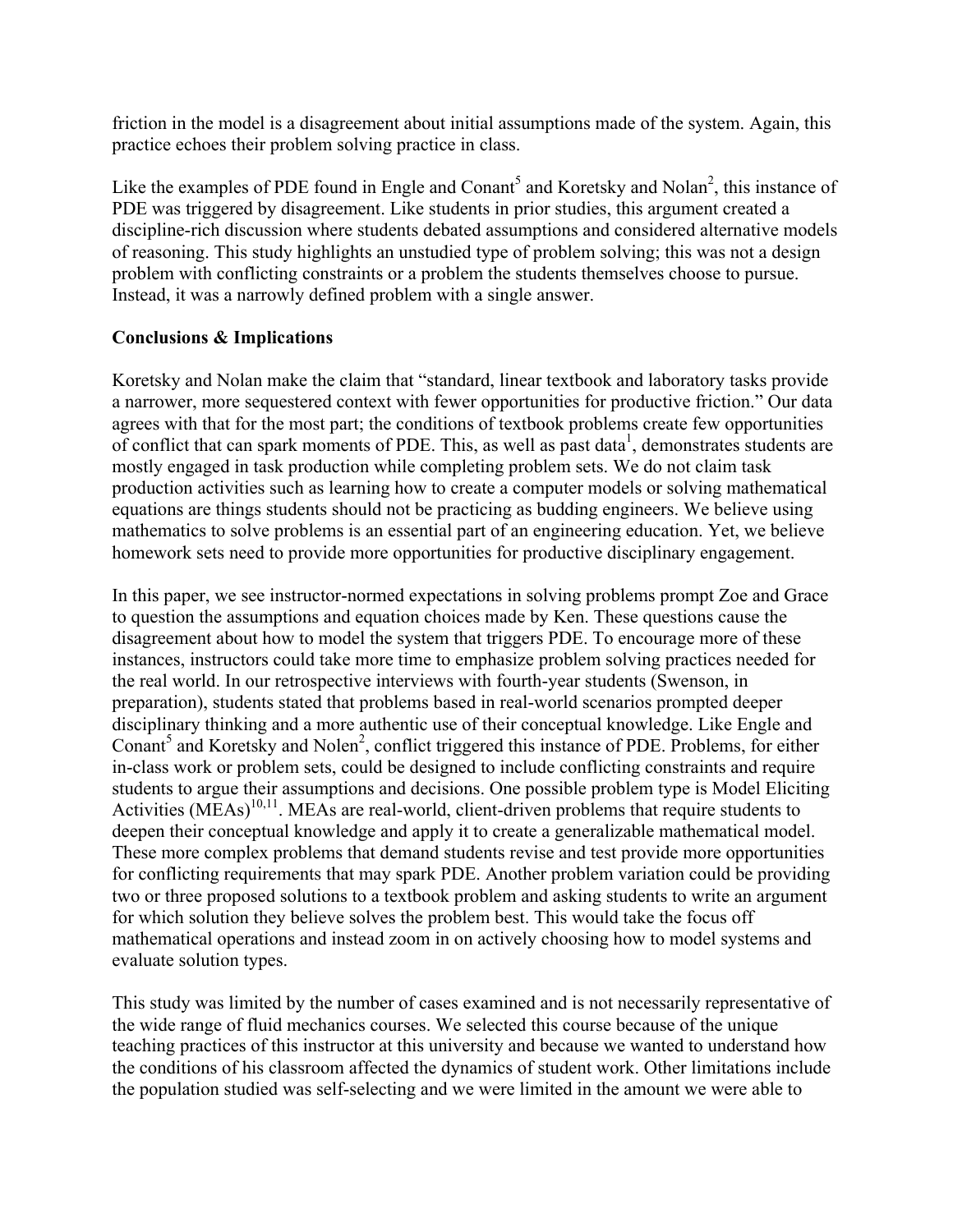friction in the model is a disagreement about initial assumptions made of the system. Again, this practice echoes their problem solving practice in class.

Like the examples of PDE found in Engle and Conant[5] and Koretsky and Nolan[2], this instance of PDE was triggered by disagreement. Like students in prior studies, this argument created a discipline-rich discussion where students debated assumptions and considered alternative models of reasoning. This study highlights an unstudied type of problem solving; this was not a design problem with conflicting constraints or a problem the students themselves choose to pursue. Instead, it was a narrowly defined problem with a single answer.

**Conclusions & Implications**

Koretsky and Nolan make the claim that "standard, linear textbook and laboratory tasks provide a narrower, more sequestered context with fewer opportunities for productive friction." Our data agrees with that for the most part; the conditions of textbook problems create few opportunities of conflict that can spark moments of PDE. This, as well as past data[1], demonstrates students are mostly engaged in task production while completing problem sets. We do not claim task production activities such as learning how to create a computer models or solving mathematical equations are things students should not be practicing as budding engineers. We believe using mathematics to solve problems is an essential part of an engineering education. Yet, we believe homework sets need to provide more opportunities for productive disciplinary engagement.

In this paper, we see instructor-normed expectations in solving problems prompt Zoe and Grace to question the assumptions and equation choices made by Ken. These questions cause the disagreement about how to model the system that triggers PDE. To encourage more of these instances, instructors could take more time to emphasize problem solving practices needed for the real world. In our retrospective interviews with fourth-year students (Swenson, in preparation), students stated that problems based in real-world scenarios prompted deeper disciplinary thinking and a more authentic use of their conceptual knowledge. Like Engle and Conant[5] and Koretsky and Nolen[2], conflict triggered this instance of PDE. Problems, for either in-class work or problem sets, could be designed to include conflicting constraints and require students to argue their assumptions and decisions. One possible problem type is Model Eliciting Activities (MEAs)[10,11]. MEAs are real-world, client-driven problems that require students to deepen their conceptual knowledge and apply it to create a generalizable mathematical model. These more complex problems that demand students revise and test provide more opportunities for conflicting requirements that may spark PDE. Another problem variation could be providing two or three proposed solutions to a textbook problem and asking students to write an argument for which solution they believe solves the problem best. This would take the focus off mathematical operations and instead zoom in on actively choosing how to model systems and evaluate solution types.

This study was limited by the number of cases examined and is not necessarily representative of the wide range of fluid mechanics courses. We selected this course because of the unique teaching practices of this instructor at this university and because we wanted to understand how the conditions of his classroom affected the dynamics of student work. Other limitations include the population studied was self-selecting and we were limited in the amount we were able to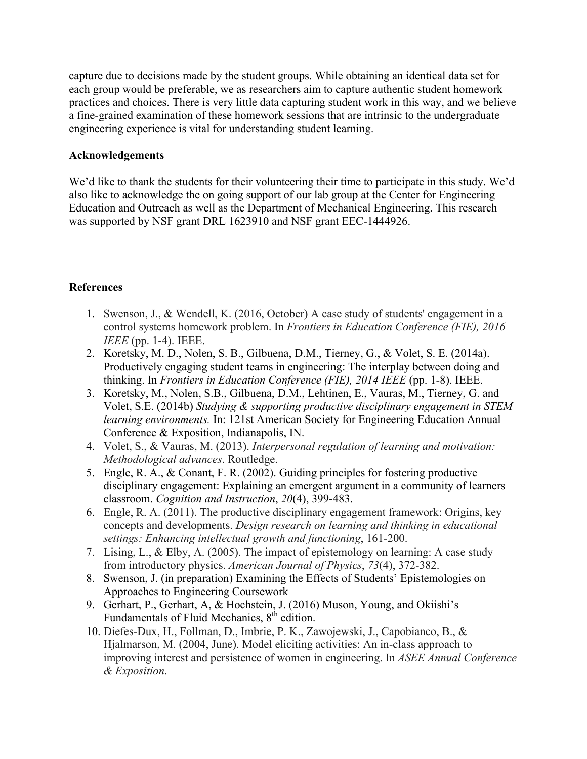capture due to decisions made by the student groups. While obtaining an identical data set for each group would be preferable, we as researchers aim to capture authentic student homework practices and choices. There is very little data capturing student work in this way, and we believe a fine-grained examination of these homework sessions that are intrinsic to the undergraduate engineering experience is vital for understanding student learning.

## Acknowledgements

We'd like to thank the students for their volunteering their time to participate in this study. We'd also like to acknowledge the on going support of our lab group at the Center for Engineering Education and Outreach as well as the Department of Mechanical Engineering. This research was supported by NSF grant DRL 1623910 and NSF grant EEC-1444926.

## References

1. Swenson, J., & Wendell, K. (2016, October) A case study of students' engagement in a control systems homework problem. In *Frontiers in Education Conference (FIE), 2016 IEEE* (pp. 1-4). IEEE.
2. Koretsky, M. D., Nolen, S. B., Gilbuena, D.M., Tierney, G., & Volet, S. E. (2014a). Productively engaging student teams in engineering: The interplay between doing and thinking. In *Frontiers in Education Conference (FIE), 2014 IEEE* (pp. 1-8). IEEE.
3. Koretsky, M., Nolen, S.B., Gilbuena, D.M., Lehtinen, E., Vauras, M., Tierney, G. and Volet, S.E. (2014b) *Studying & supporting productive disciplinary engagement in STEM learning environments.* In: 121st American Society for Engineering Education Annual Conference & Exposition, Indianapolis, IN.
4. Volet, S., & Vauras, M. (2013). *Interpersonal regulation of learning and motivation: Methodological advances*. Routledge.
5. Engle, R. A., & Conant, F. R. (2002). Guiding principles for fostering productive disciplinary engagement: Explaining an emergent argument in a community of learners classroom. *Cognition and Instruction*, *20*(4), 399-483.
6. Engle, R. A. (2011). The productive disciplinary engagement framework: Origins, key concepts and developments. *Design research on learning and thinking in educational settings: Enhancing intellectual growth and functioning*, 161-200.
7. Lising, L., & Elby, A. (2005). The impact of epistemology on learning: A case study from introductory physics. *American Journal of Physics*, *73*(4), 372-382.
8. Swenson, J. (in preparation) Examining the Effects of Students' Epistemologies on Approaches to Engineering Coursework
9. Gerhart, P., Gerhart, A, & Hochstein, J. (2016) Muson, Young, and Okiishi's Fundamentals of Fluid Mechanics, 8th edition.
10. Diefes-Dux, H., Follman, D., Imbrie, P. K., Zawojewski, J., Capobianco, B., & Hjalmarson, M. (2004, June). Model eliciting activities: An in-class approach to improving interest and persistence of women in engineering. In *ASEE Annual Conference & Exposition*.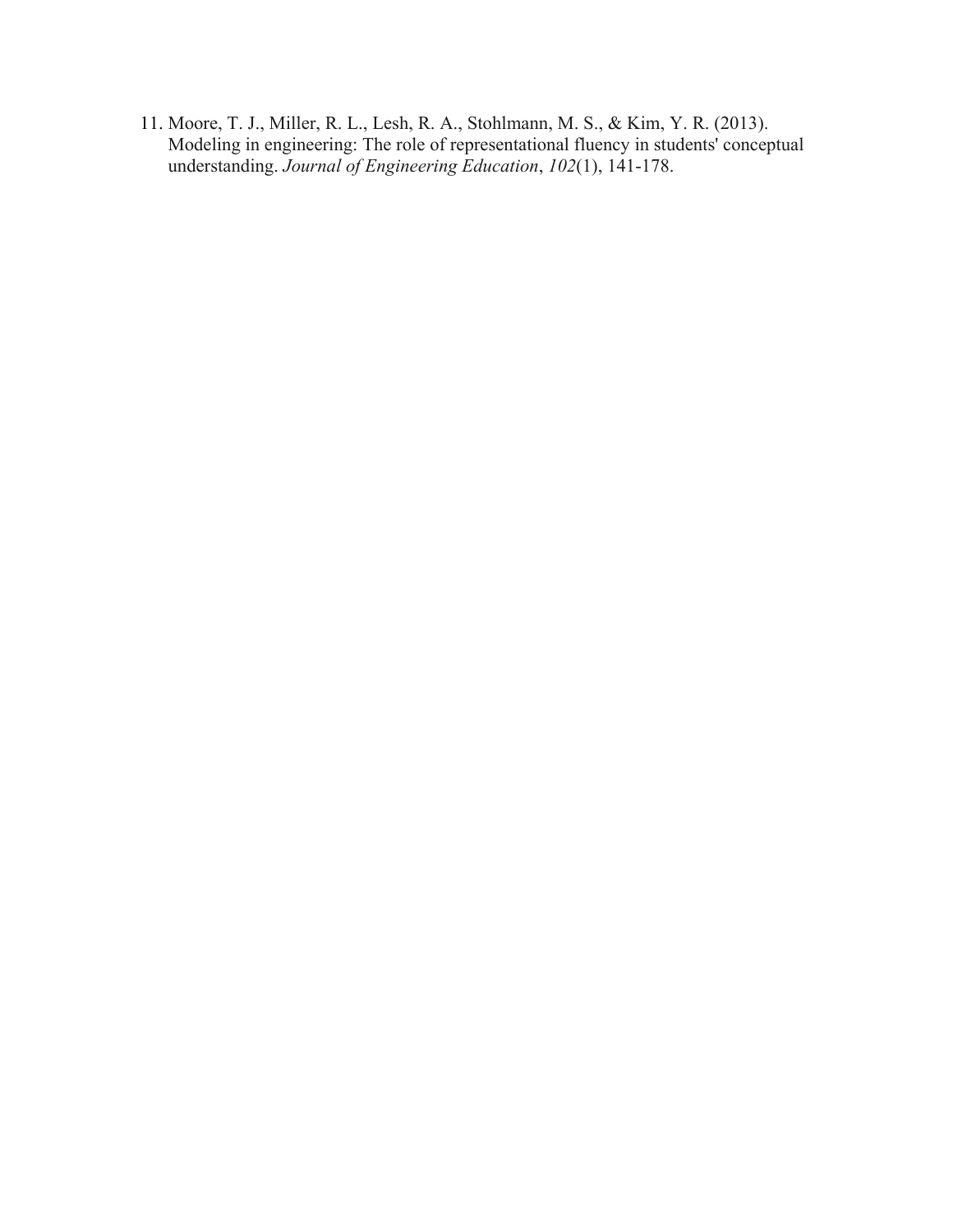11. Moore, T. J., Miller, R. L., Lesh, R. A., Stohlmann, M. S., & Kim, Y. R. (2013). Modeling in engineering: The role of representational fluency in students' conceptual understanding. *Journal of Engineering Education*, *102*(1), 141-178.